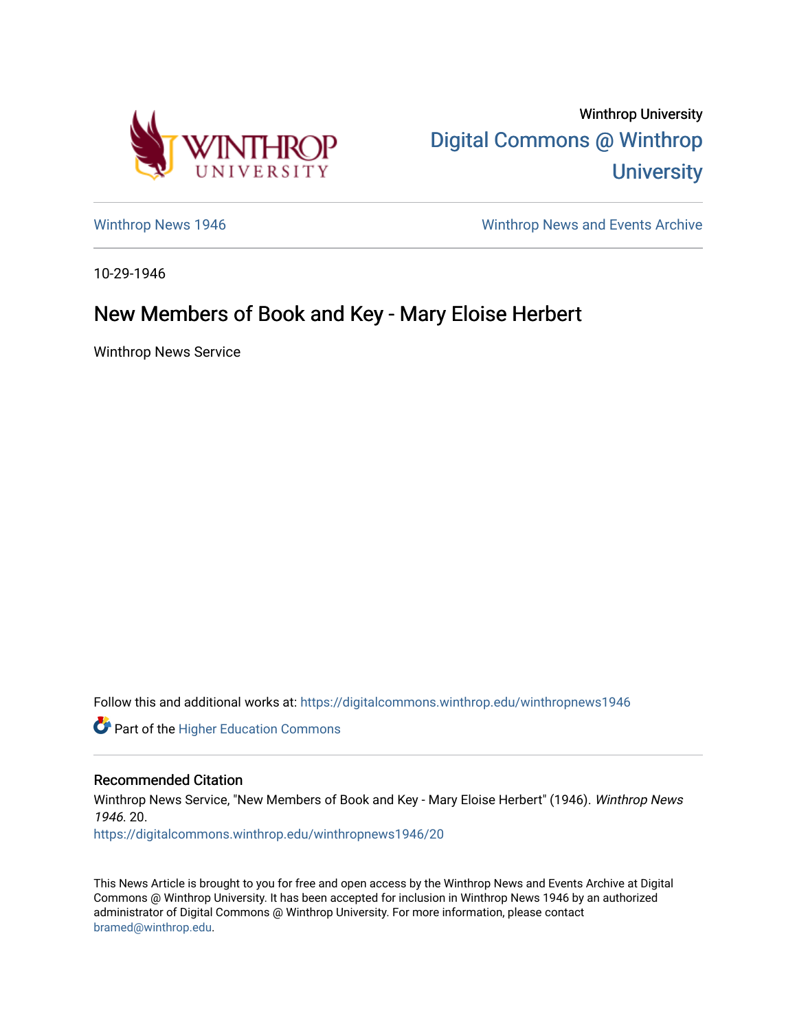Winthrop University

# Digital Commons @ Winthrop University

Winthrop News 1946

Winthrop News and Events Archive

10-29-1946

## New Members of Book and Key - Mary Eloise Herbert

Winthrop News Service

Follow this and additional works at: https://digitalcommons.winthrop.edu/winthropnews1946

Part of the Higher Education Commons

### Recommended Citation

Winthrop News Service, "New Members of Book and Key - Mary Eloise Herbert" (1946). *Winthrop News 1946*. 20.
https://digitalcommons.winthrop.edu/winthropnews1946/20

This News Article is brought to you for free and open access by the Winthrop News and Events Archive at Digital Commons @ Winthrop University. It has been accepted for inclusion in Winthrop News 1946 by an authorized administrator of Digital Commons @ Winthrop University. For more information, please contact bramed@winthrop.edu.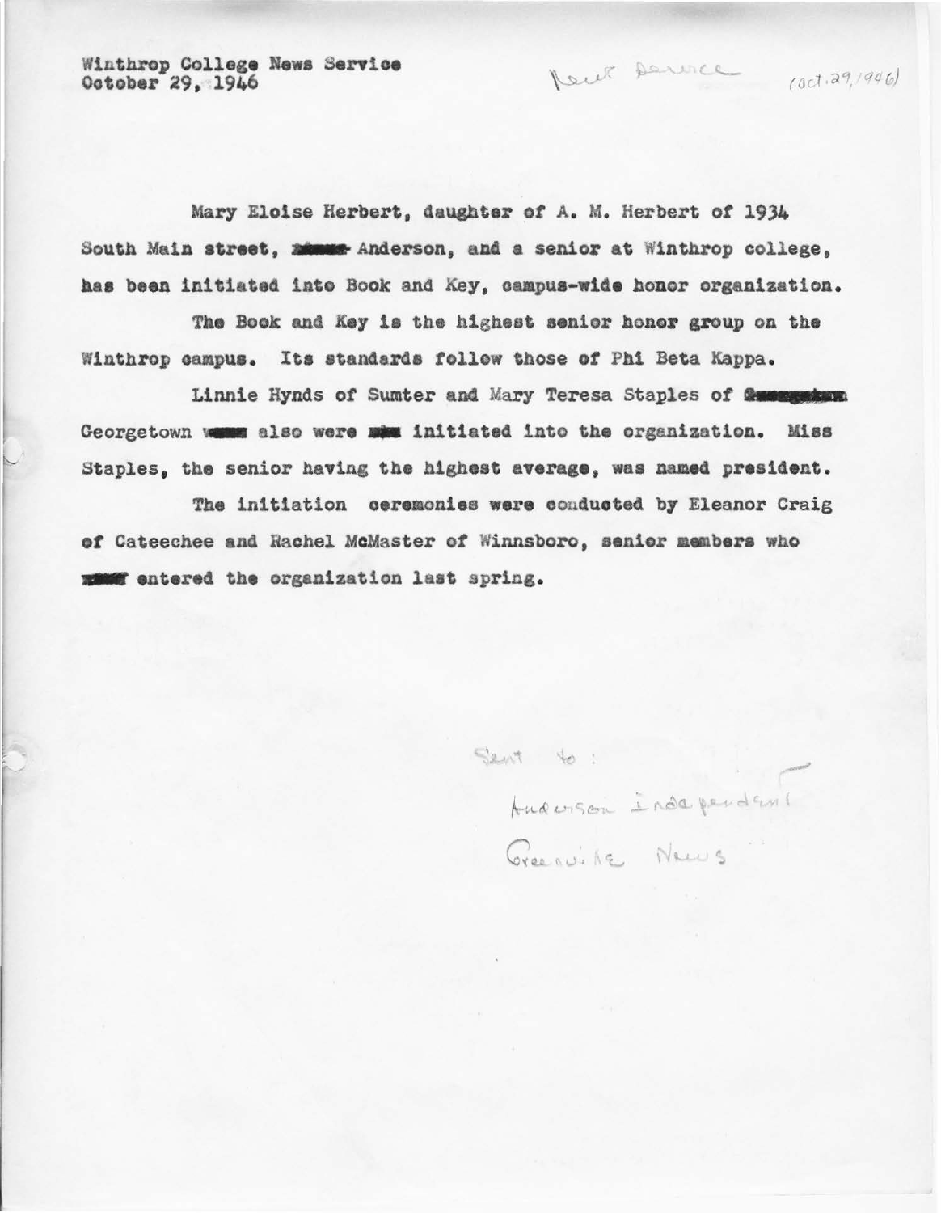Winthrop College News Service
October 29, 1946

News Service (Oct. 29, 1946)

Mary Eloise Herbert, daughter of A. M. Herbert of 1934 South Main street, Anderson, and a senior at Winthrop college, has been initiated into Book and Key, campus-wide honor organization.

The Book and Key is the highest senior honor group on the Winthrop campus. Its standards follow those of Phi Beta Kappa.

Linnie Hynds of Sumter and Mary Teresa Staples of Georgetown also were initiated into the organization. Miss Staples, the senior having the highest average, was named president.

The initiation ceremonies were conducted by Eleanor Craig of Cateechee and Rachel McMaster of Winnsboro, senior members who entered the organization last spring.

Sent to:
Anderson Independent
Greenville News